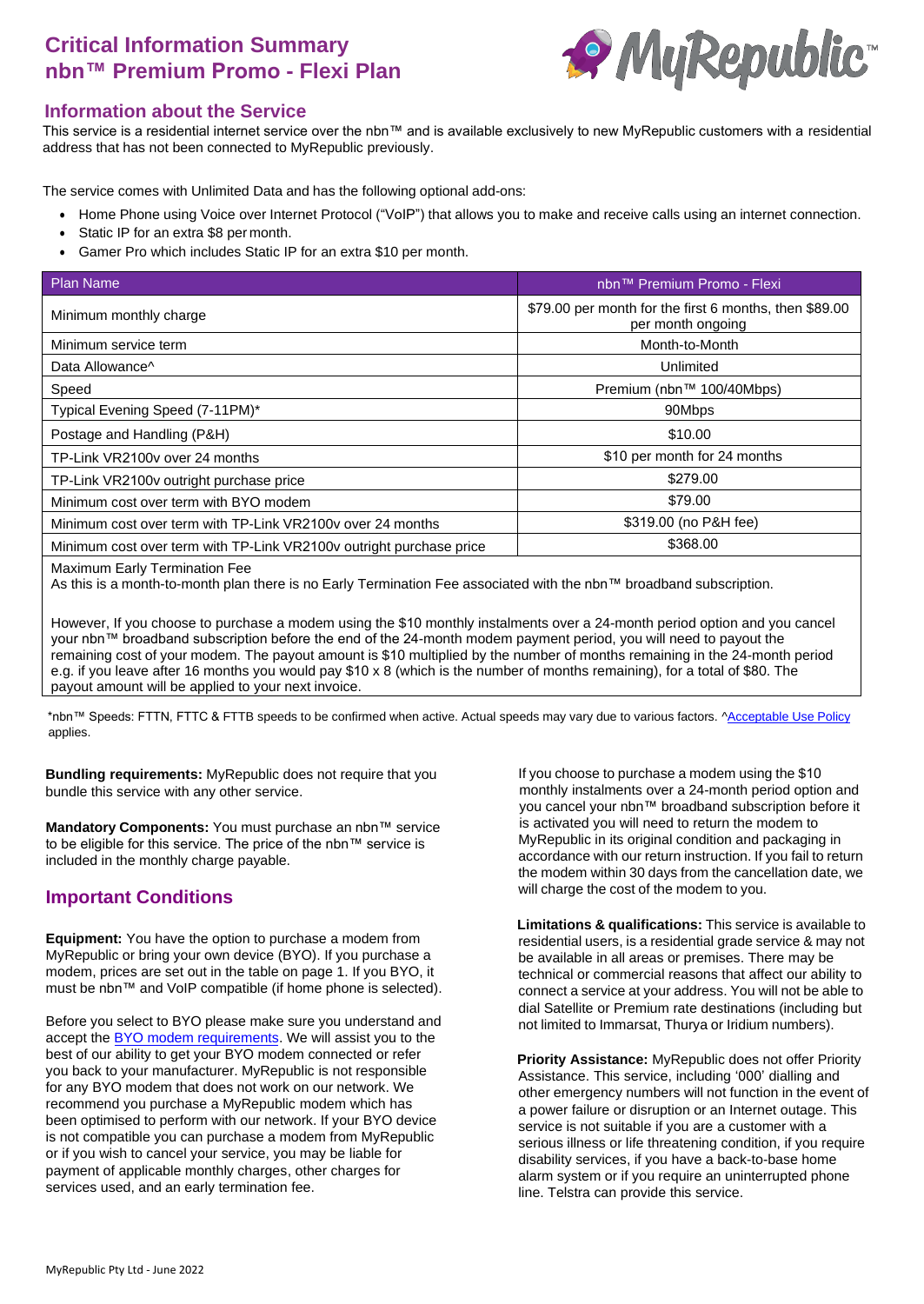# Critical Information Summary nbn™ Premium Promo - Flexi Plan

## Information about the Service

This service is a residential internet service over the nbn™ and is available exclusively to new MyRepublic customers with a residential address that has not been connected to MyRepublic previously.

The service comes with Unlimited Data and has the following optional add-ons:

- Home Phone using Voice over Internet Protocol ("VoIP") that allows you to make and receive calls using an internet connection.
- Static IP for an extra $8 per month.
- Gamer Pro which includes Static IP for an extra $10 per month.

| Plan Name | nbn™ Premium Promo - Flexi |
|---|---|
| Minimum monthly charge | $79.00 per month for the first 6 months, then $89.00 per month ongoing |
| Minimum service term | Month-to-Month |
| Data Allowance^ | Unlimited |
| Speed | Premium (nbn™ 100/40Mbps) |
| Typical Evening Speed (7-11PM)* | 90Mbps |
| Postage and Handling (P&H) | $10.00 |
| TP-Link VR2100v over 24 months | $10 per month for 24 months |
| TP-Link VR2100v outright purchase price | $279.00 |
| Minimum cost over term with BYO modem | $79.00 |
| Minimum cost over term with TP-Link VR2100v over 24 months | $319.00 (no P&H fee) |
| Minimum cost over term with TP-Link VR2100v outright purchase price | $368.00 |

Maximum Early Termination Fee
As this is a month-to-month plan there is no Early Termination Fee associated with the nbn™ broadband subscription.

However, If you choose to purchase a modem using the $10 monthly instalments over a 24-month period option and you cancel your nbn™ broadband subscription before the end of the 24-month modem payment period, you will need to payout the remaining cost of your modem. The payout amount is $10 multiplied by the number of months remaining in the 24-month period e.g. if you leave after 16 months you would pay $10 x 8 (which is the number of months remaining), for a total of $80. The payout amount will be applied to your next invoice.

*nbn™ Speeds: FTTN, FTTC & FTTB speeds to be confirmed when active. Actual speeds may vary due to various factors. ^Acceptable Use Policy applies.

**Bundling requirements:** MyRepublic does not require that you bundle this service with any other service.

**Mandatory Components:** You must purchase an nbn™ service to be eligible for this service. The price of the nbn™ service is included in the monthly charge payable.

## Important Conditions

**Equipment:** You have the option to purchase a modem from MyRepublic or bring your own device (BYO). If you purchase a modem, prices are set out in the table on page 1. If you BYO, it must be nbn™ and VoIP compatible (if home phone is selected).

Before you select to BYO please make sure you understand and accept the BYO modem requirements. We will assist you to the best of our ability to get your BYO modem connected or refer you back to your manufacturer. MyRepublic is not responsible for any BYO modem that does not work on our network. We recommend you purchase a MyRepublic modem which has been optimised to perform with our network. If your BYO device is not compatible you can purchase a modem from MyRepublic or if you wish to cancel your service, you may be liable for payment of applicable monthly charges, other charges for services used, and an early termination fee.

If you choose to purchase a modem using the $10 monthly instalments over a 24-month period option and you cancel your nbn™ broadband subscription before it is activated you will need to return the modem to MyRepublic in its original condition and packaging in accordance with our return instruction. If you fail to return the modem within 30 days from the cancellation date, we will charge the cost of the modem to you.

**Limitations & qualifications:** This service is available to residential users, is a residential grade service & may not be available in all areas or premises. There may be technical or commercial reasons that affect our ability to connect a service at your address. You will not be able to dial Satellite or Premium rate destinations (including but not limited to Immarsat, Thurya or Iridium numbers).

**Priority Assistance:** MyRepublic does not offer Priority Assistance. This service, including '000' dialling and other emergency numbers will not function in the event of a power failure or disruption or an Internet outage. This service is not suitable if you are a customer with a serious illness or life threatening condition, if you require disability services, if you have a back-to-base home alarm system or if you require an uninterrupted phone line. Telstra can provide this service.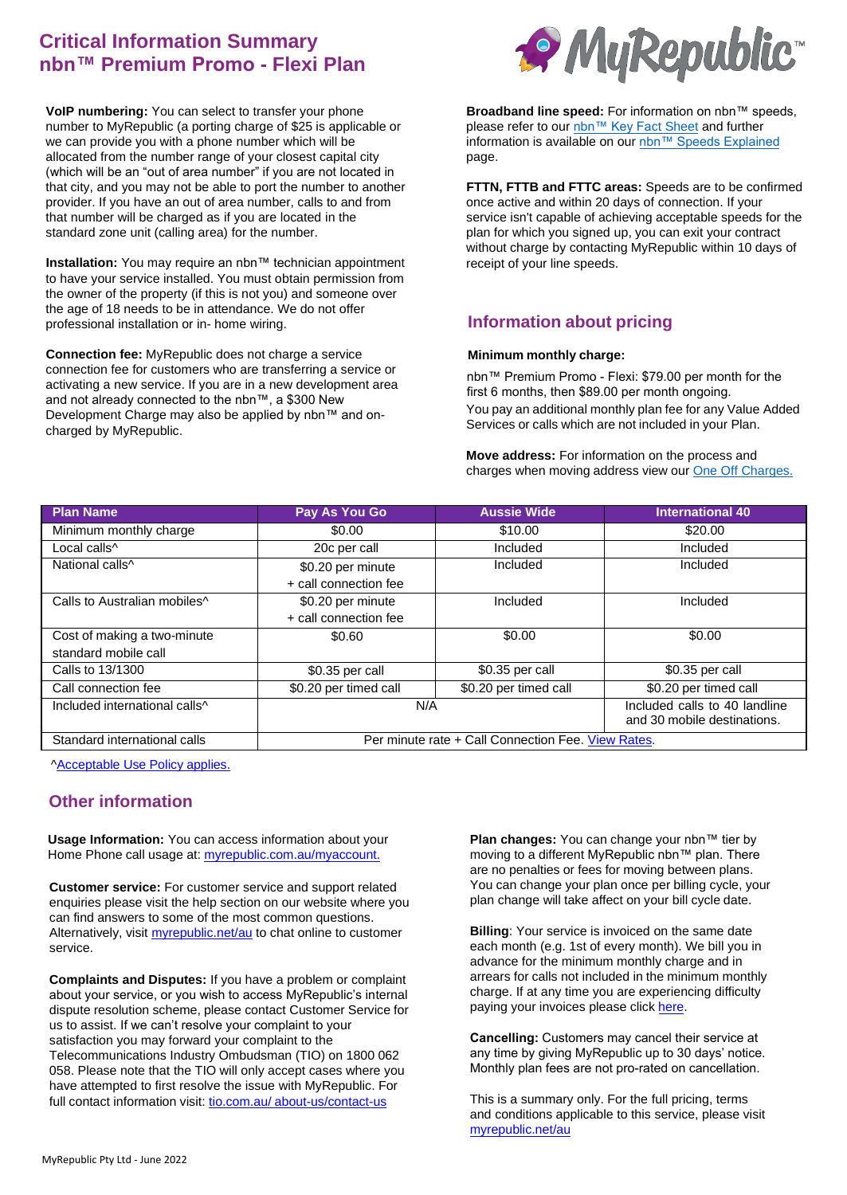# Critical Information Summary nbn™ Premium Promo - Flexi Plan

**VoIP numbering:** You can select to transfer your phone number to MyRepublic (a porting charge of $25 is applicable or we can provide you with a phone number which will be allocated from the number range of your closest capital city (which will be an "out of area number" if you are not located in that city, and you may not be able to port the number to another provider. If you have an out of area number, calls to and from that number will be charged as if you are located in the standard zone unit (calling area) for the number.

**Installation:** You may require an nbn™ technician appointment to have your service installed. You must obtain permission from the owner of the property (if this is not you) and someone over the age of 18 needs to be in attendance. We do not offer professional installation or in- home wiring.

**Connection fee:** MyRepublic does not charge a service connection fee for customers who are transferring a service or activating a new service. If you are in a new development area and not already connected to the nbn™, a $300 New Development Charge may also be applied by nbn™ and on-charged by MyRepublic.

**Broadband line speed:** For information on nbn™ speeds, please refer to our nbn™ Key Fact Sheet and further information is available on our nbn™ Speeds Explained page.

**FTTN, FTTB and FTTC areas:** Speeds are to be confirmed once active and within 20 days of connection. If your service isn't capable of achieving acceptable speeds for the plan for which you signed up, you can exit your contract without charge by contacting MyRepublic within 10 days of receipt of your line speeds.

## Information about pricing

**Minimum monthly charge:**

nbn™ Premium Promo - Flexi: $79.00 per month for the first 6 months, then $89.00 per month ongoing.

You pay an additional monthly plan fee for any Value Added Services or calls which are not included in your Plan.

**Move address:** For information on the process and charges when moving address view our One Off Charges.

| Plan Name | Pay As You Go | Aussie Wide | International 40 |
|---|---|---|---|
| Minimum monthly charge | $0.00 | $10.00 | $20.00 |
| Local calls^ | 20c per call | Included | Included |
| National calls^ | $0.20 per minute + call connection fee | Included | Included |
| Calls to Australian mobiles^ | $0.20 per minute + call connection fee | Included | Included |
| Cost of making a two-minute standard mobile call | $0.60 | $0.00 | $0.00 |
| Calls to 13/1300 | $0.35 per call | $0.35 per call | $0.35 per call |
| Call connection fee | $0.20 per timed call | $0.20 per timed call | $0.20 per timed call |
| Included international calls^ | N/A | | Included calls to 40 landline and 30 mobile destinations. |
| Standard international calls | Per minute rate + Call Connection Fee. View Rates. | | |

^Acceptable Use Policy applies.

## Other information

**Usage Information:** You can access information about your Home Phone call usage at: myrepublic.com.au/myaccount.

**Customer service:** For customer service and support related enquiries please visit the help section on our website where you can find answers to some of the most common questions. Alternatively, visit myrepublic.net/au to chat online to customer service.

**Complaints and Disputes:** If you have a problem or complaint about your service, or you wish to access MyRepublic's internal dispute resolution scheme, please contact Customer Service for us to assist. If we can't resolve your complaint to your satisfaction you may forward your complaint to the Telecommunications Industry Ombudsman (TIO) on 1800 062 058. Please note that the TIO will only accept cases where you have attempted to first resolve the issue with MyRepublic. For full contact information visit: tio.com.au/ about-us/contact-us

**Plan changes:** You can change your nbn™ tier by moving to a different MyRepublic nbn™ plan. There are no penalties or fees for moving between plans. You can change your plan once per billing cycle, your plan change will take affect on your bill cycle date.

**Billing**: Your service is invoiced on the same date each month (e.g. 1st of every month). We bill you in advance for the minimum monthly charge and in arrears for calls not included in the minimum monthly charge. If at any time you are experiencing difficulty paying your invoices please click here.

**Cancelling:** Customers may cancel their service at any time by giving MyRepublic up to 30 days' notice. Monthly plan fees are not pro-rated on cancellation.

This is a summary only. For the full pricing, terms and conditions applicable to this service, please visit myrepublic.net/au

MyRepublic Pty Ltd - June 2022